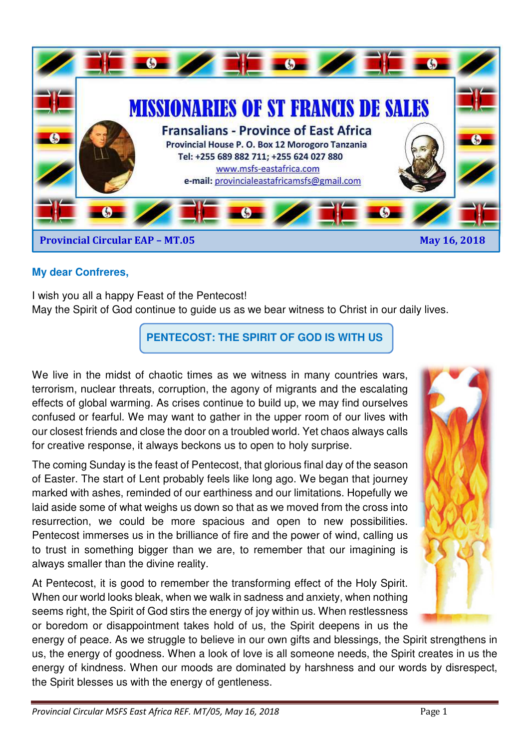# MISSIONARIES OF ST FRANCIS DE SALES

**Fransalians - Province of East Africa**

**Provincial House P. O. Box 12 Morogoro Tanzania**

**Tel: +255 689 882 711; +255 624 027 880**

www.msfs-eastafrica.com

**e-mail:** provincialeastafricamsfs@gmail.com

**Provincial Circular EAP – MT.05** **May 16, 2018**

**My dear Confreres,**

I wish you all a happy Feast of the Pentecost!
May the Spirit of God continue to guide us as we bear witness to Christ in our daily lives.

## PENTECOST: THE SPIRIT OF GOD IS WITH US

We live in the midst of chaotic times as we witness in many countries wars, terrorism, nuclear threats, corruption, the agony of migrants and the escalating effects of global warming. As crises continue to build up, we may find ourselves confused or fearful. We may want to gather in the upper room of our lives with our closest friends and close the door on a troubled world. Yet chaos always calls for creative response, it always beckons us to open to holy surprise.

The coming Sunday is the feast of Pentecost, that glorious final day of the season of Easter. The start of Lent probably feels like long ago. We began that journey marked with ashes, reminded of our earthiness and our limitations. Hopefully we laid aside some of what weighs us down so that as we moved from the cross into resurrection, we could be more spacious and open to new possibilities. Pentecost immerses us in the brilliance of fire and the power of wind, calling us to trust in something bigger than we are, to remember that our imagining is always smaller than the divine reality.

At Pentecost, it is good to remember the transforming effect of the Holy Spirit. When our world looks bleak, when we walk in sadness and anxiety, when nothing seems right, the Spirit of God stirs the energy of joy within us. When restlessness or boredom or disappointment takes hold of us, the Spirit deepens in us the energy of peace. As we struggle to believe in our own gifts and blessings, the Spirit strengthens in us, the energy of goodness. When a look of love is all someone needs, the Spirit creates in us the energy of kindness. When our moods are dominated by harshness and our words by disrespect, the Spirit blesses us with the energy of gentleness.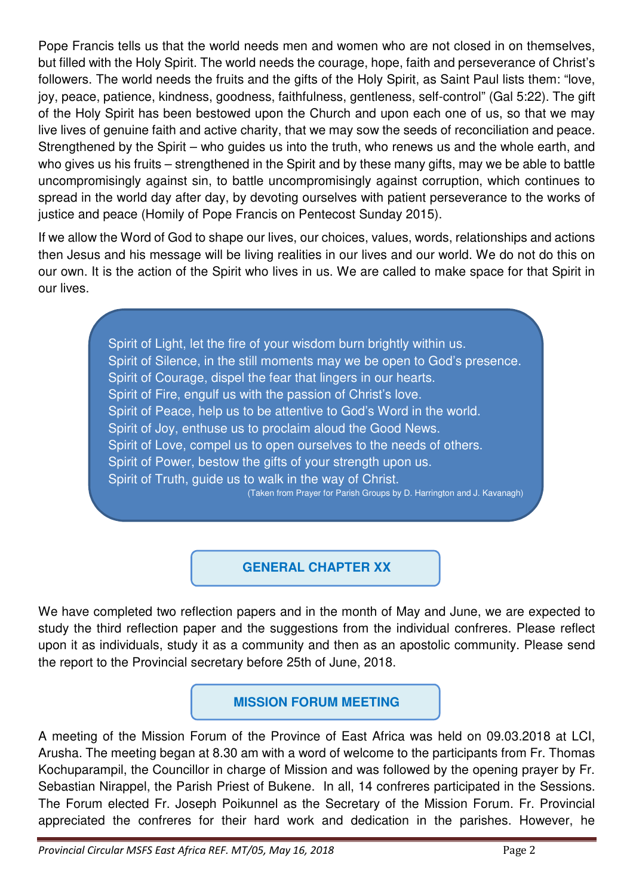Pope Francis tells us that the world needs men and women who are not closed in on themselves, but filled with the Holy Spirit. The world needs the courage, hope, faith and perseverance of Christ's followers. The world needs the fruits and the gifts of the Holy Spirit, as Saint Paul lists them: "love, joy, peace, patience, kindness, goodness, faithfulness, gentleness, self-control" (Gal 5:22). The gift of the Holy Spirit has been bestowed upon the Church and upon each one of us, so that we may live lives of genuine faith and active charity, that we may sow the seeds of reconciliation and peace. Strengthened by the Spirit – who guides us into the truth, who renews us and the whole earth, and who gives us his fruits – strengthened in the Spirit and by these many gifts, may we be able to battle uncompromisingly against sin, to battle uncompromisingly against corruption, which continues to spread in the world day after day, by devoting ourselves with patient perseverance to the works of justice and peace (Homily of Pope Francis on Pentecost Sunday 2015).

If we allow the Word of God to shape our lives, our choices, values, words, relationships and actions then Jesus and his message will be living realities in our lives and our world. We do not do this on our own. It is the action of the Spirit who lives in us. We are called to make space for that Spirit in our lives.

> Spirit of Light, let the fire of your wisdom burn brightly within us.
> Spirit of Silence, in the still moments may we be open to God's presence.
> Spirit of Courage, dispel the fear that lingers in our hearts.
> Spirit of Fire, engulf us with the passion of Christ's love.
> Spirit of Peace, help us to be attentive to God's Word in the world.
> Spirit of Joy, enthuse us to proclaim aloud the Good News.
> Spirit of Love, compel us to open ourselves to the needs of others.
> Spirit of Power, bestow the gifts of your strength upon us.
> Spirit of Truth, guide us to walk in the way of Christ.
>
> (Taken from Prayer for Parish Groups by D. Harrington and J. Kavanagh)

## GENERAL CHAPTER XX

We have completed two reflection papers and in the month of May and June, we are expected to study the third reflection paper and the suggestions from the individual confreres. Please reflect upon it as individuals, study it as a community and then as an apostolic community. Please send the report to the Provincial secretary before 25th of June, 2018.

## MISSION FORUM MEETING

A meeting of the Mission Forum of the Province of East Africa was held on 09.03.2018 at LCI, Arusha. The meeting began at 8.30 am with a word of welcome to the participants from Fr. Thomas Kochuparampil, the Councillor in charge of Mission and was followed by the opening prayer by Fr. Sebastian Nirappel, the Parish Priest of Bukene. In all, 14 confreres participated in the Sessions. The Forum elected Fr. Joseph Poikunnel as the Secretary of the Mission Forum. Fr. Provincial appreciated the confreres for their hard work and dedication in the parishes. However, he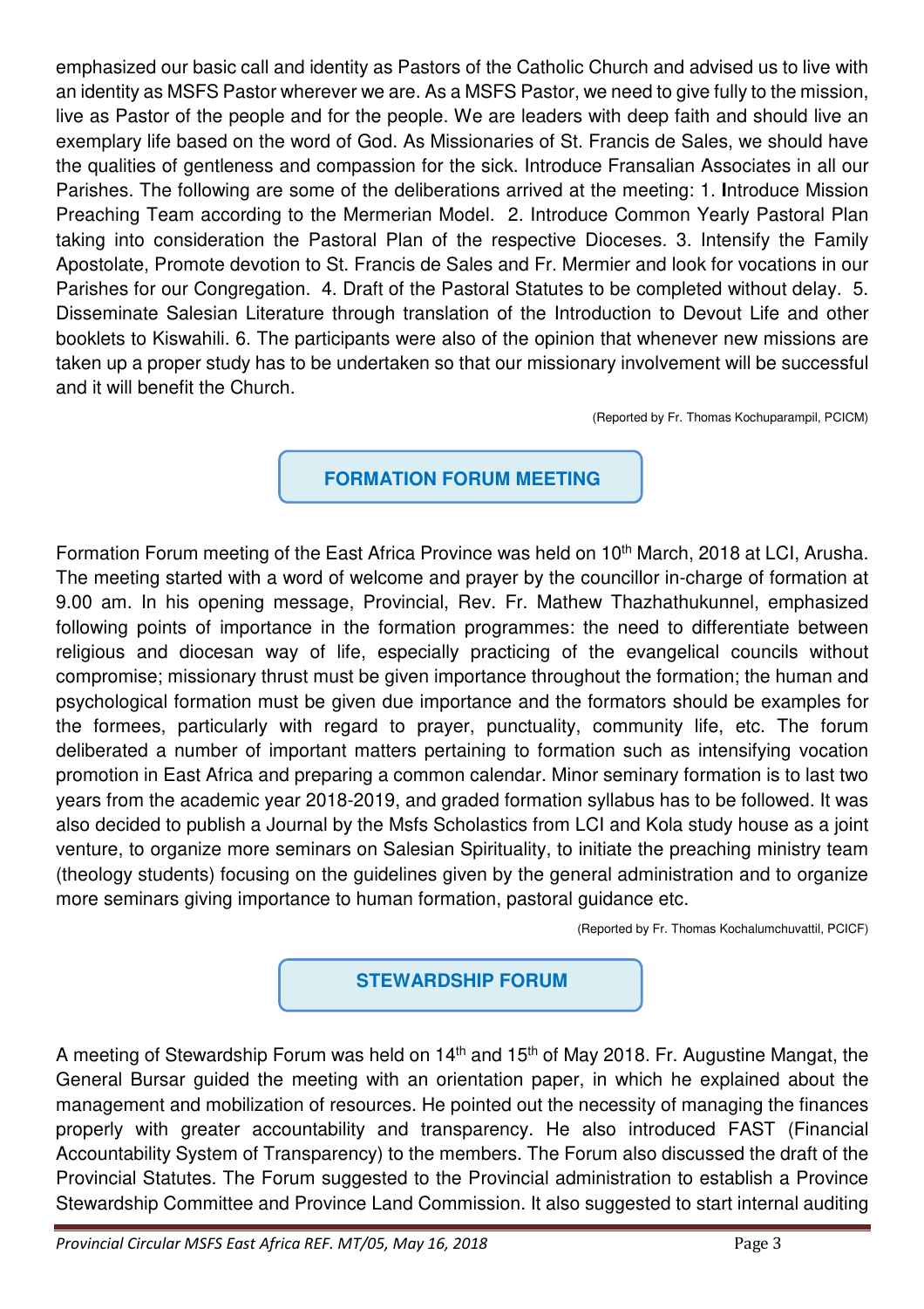emphasized our basic call and identity as Pastors of the Catholic Church and advised us to live with an identity as MSFS Pastor wherever we are. As a MSFS Pastor, we need to give fully to the mission, live as Pastor of the people and for the people. We are leaders with deep faith and should live an exemplary life based on the word of God. As Missionaries of St. Francis de Sales, we should have the qualities of gentleness and compassion for the sick. Introduce Fransalian Associates in all our Parishes. The following are some of the deliberations arrived at the meeting: 1. Introduce Mission Preaching Team according to the Mermerian Model. 2. Introduce Common Yearly Pastoral Plan taking into consideration the Pastoral Plan of the respective Dioceses. 3. Intensify the Family Apostolate, Promote devotion to St. Francis de Sales and Fr. Mermier and look for vocations in our Parishes for our Congregation. 4. Draft of the Pastoral Statutes to be completed without delay. 5. Disseminate Salesian Literature through translation of the Introduction to Devout Life and other booklets to Kiswahili. 6. The participants were also of the opinion that whenever new missions are taken up a proper study has to be undertaken so that our missionary involvement will be successful and it will benefit the Church.

(Reported by Fr. Thomas Kochuparampil, PCICM)

## FORMATION FORUM MEETING

Formation Forum meeting of the East Africa Province was held on 10th March, 2018 at LCI, Arusha. The meeting started with a word of welcome and prayer by the councillor in-charge of formation at 9.00 am. In his opening message, Provincial, Rev. Fr. Mathew Thazhathukunnel, emphasized following points of importance in the formation programmes: the need to differentiate between religious and diocesan way of life, especially practicing of the evangelical councils without compromise; missionary thrust must be given importance throughout the formation; the human and psychological formation must be given due importance and the formators should be examples for the formees, particularly with regard to prayer, punctuality, community life, etc. The forum deliberated a number of important matters pertaining to formation such as intensifying vocation promotion in East Africa and preparing a common calendar. Minor seminary formation is to last two years from the academic year 2018-2019, and graded formation syllabus has to be followed. It was also decided to publish a Journal by the Msfs Scholastics from LCI and Kola study house as a joint venture, to organize more seminars on Salesian Spirituality, to initiate the preaching ministry team (theology students) focusing on the guidelines given by the general administration and to organize more seminars giving importance to human formation, pastoral guidance etc.

(Reported by Fr. Thomas Kochalumchuvattil, PCICF)

## STEWARDSHIP FORUM

A meeting of Stewardship Forum was held on 14th and 15th of May 2018. Fr. Augustine Mangat, the General Bursar guided the meeting with an orientation paper, in which he explained about the management and mobilization of resources. He pointed out the necessity of managing the finances properly with greater accountability and transparency. He also introduced FAST (Financial Accountability System of Transparency) to the members. The Forum also discussed the draft of the Provincial Statutes. The Forum suggested to the Provincial administration to establish a Province Stewardship Committee and Province Land Commission. It also suggested to start internal auditing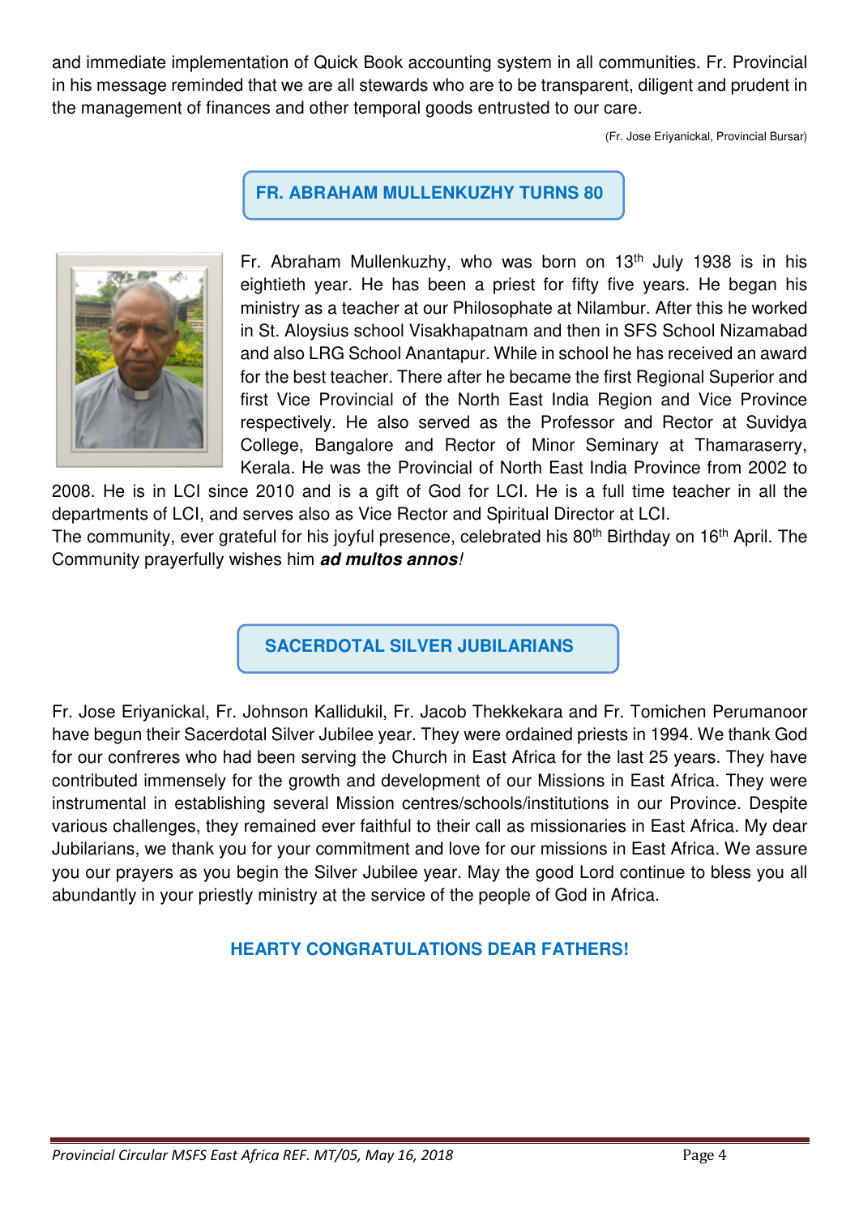and immediate implementation of Quick Book accounting system in all communities. Fr. Provincial in his message reminded that we are all stewards who are to be transparent, diligent and prudent in the management of finances and other temporal goods entrusted to our care.

(Fr. Jose Eriyanickal, Provincial Bursar)

## FR. ABRAHAM MULLENKUZHY TURNS 80

Fr. Abraham Mullenkuzhy, who was born on 13th July 1938 is in his eightieth year. He has been a priest for fifty five years. He began his ministry as a teacher at our Philosophate at Nilambur. After this he worked in St. Aloysius school Visakhapatnam and then in SFS School Nizamabad and also LRG School Anantapur. While in school he has received an award for the best teacher. There after he became the first Regional Superior and first Vice Provincial of the North East India Region and Vice Province respectively. He also served as the Professor and Rector at Suvidya College, Bangalore and Rector of Minor Seminary at Thamaraserry, Kerala. He was the Provincial of North East India Province from 2002 to 2008. He is in LCI since 2010 and is a gift of God for LCI. He is a full time teacher in all the departments of LCI, and serves also as Vice Rector and Spiritual Director at LCI.

The community, ever grateful for his joyful presence, celebrated his 80th Birthday on 16th April. The Community prayerfully wishes him ***ad multos annos****!*

## SACERDOTAL SILVER JUBILARIANS

Fr. Jose Eriyanickal, Fr. Johnson Kallidukil, Fr. Jacob Thekkekara and Fr. Tomichen Perumanoor have begun their Sacerdotal Silver Jubilee year. They were ordained priests in 1994. We thank God for our confreres who had been serving the Church in East Africa for the last 25 years. They have contributed immensely for the growth and development of our Missions in East Africa. They were instrumental in establishing several Mission centres/schools/institutions in our Province. Despite various challenges, they remained ever faithful to their call as missionaries in East Africa. My dear Jubilarians, we thank you for your commitment and love for our missions in East Africa. We assure you our prayers as you begin the Silver Jubilee year. May the good Lord continue to bless you all abundantly in your priestly ministry at the service of the people of God in Africa.

**HEARTY CONGRATULATIONS DEAR FATHERS!**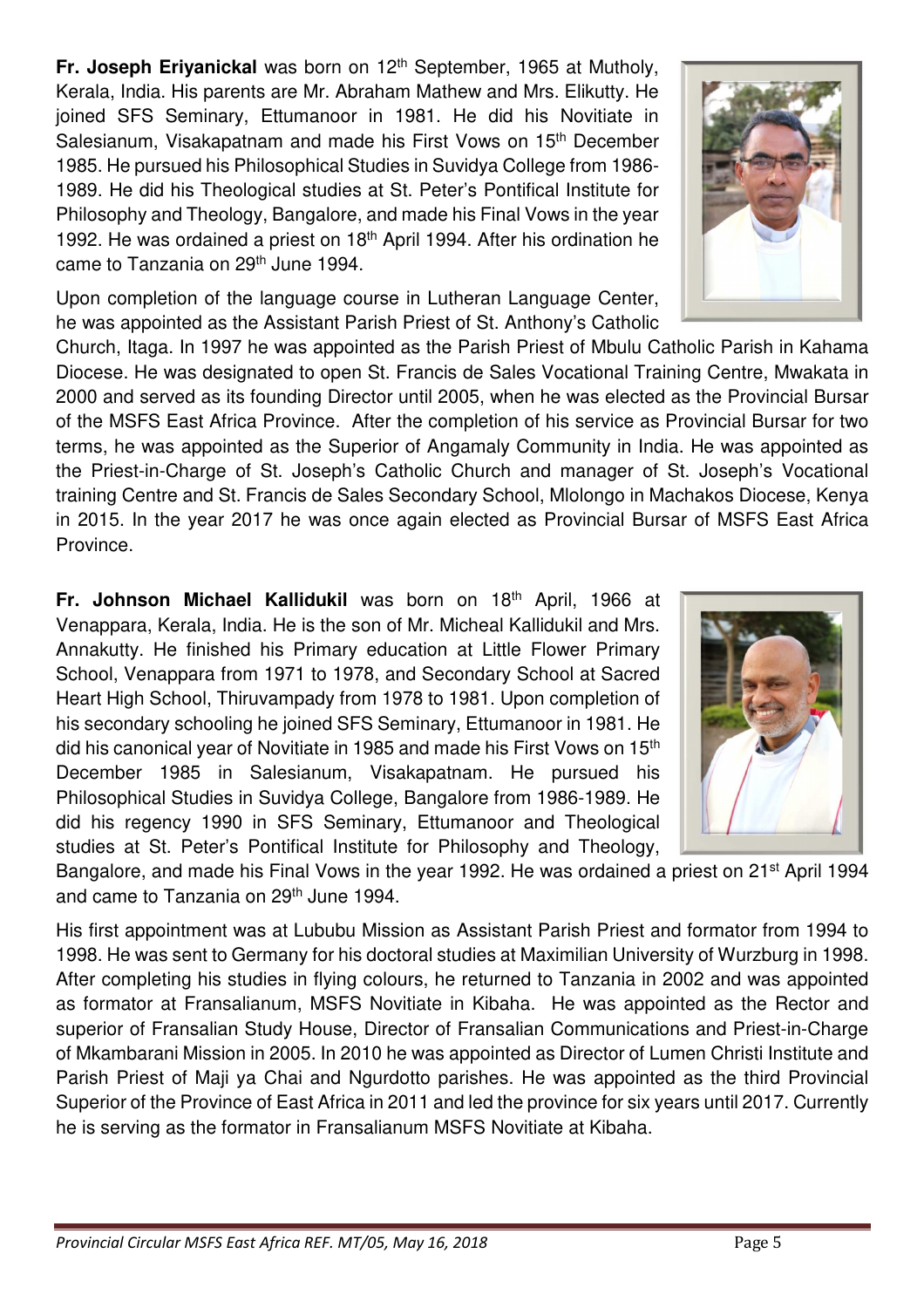**Fr. Joseph Eriyanickal** was born on 12th September, 1965 at Mutholy, Kerala, India. His parents are Mr. Abraham Mathew and Mrs. Elikutty. He joined SFS Seminary, Ettumanoor in 1981. He did his Novitiate in Salesianum, Visakapatnam and made his First Vows on 15th December 1985. He pursued his Philosophical Studies in Suvidya College from 1986-1989. He did his Theological studies at St. Peter's Pontifical Institute for Philosophy and Theology, Bangalore, and made his Final Vows in the year 1992. He was ordained a priest on 18th April 1994. After his ordination he came to Tanzania on 29th June 1994.

Upon completion of the language course in Lutheran Language Center, he was appointed as the Assistant Parish Priest of St. Anthony's Catholic Church, Itaga. In 1997 he was appointed as the Parish Priest of Mbulu Catholic Parish in Kahama Diocese. He was designated to open St. Francis de Sales Vocational Training Centre, Mwakata in 2000 and served as its founding Director until 2005, when he was elected as the Provincial Bursar of the MSFS East Africa Province. After the completion of his service as Provincial Bursar for two terms, he was appointed as the Superior of Angamaly Community in India. He was appointed as the Priest-in-Charge of St. Joseph's Catholic Church and manager of St. Joseph's Vocational training Centre and St. Francis de Sales Secondary School, Mlolongo in Machakos Diocese, Kenya in 2015. In the year 2017 he was once again elected as Provincial Bursar of MSFS East Africa Province.

**Fr. Johnson Michael Kallidukil** was born on 18th April, 1966 at Venappara, Kerala, India. He is the son of Mr. Micheal Kallidukil and Mrs. Annakutty. He finished his Primary education at Little Flower Primary School, Venappara from 1971 to 1978, and Secondary School at Sacred Heart High School, Thiruvampady from 1978 to 1981. Upon completion of his secondary schooling he joined SFS Seminary, Ettumanoor in 1981. He did his canonical year of Novitiate in 1985 and made his First Vows on 15th December 1985 in Salesianum, Visakapatnam. He pursued his Philosophical Studies in Suvidya College, Bangalore from 1986-1989. He did his regency 1990 in SFS Seminary, Ettumanoor and Theological studies at St. Peter's Pontifical Institute for Philosophy and Theology, Bangalore, and made his Final Vows in the year 1992. He was ordained a priest on 21st April 1994 and came to Tanzania on 29th June 1994.

His first appointment was at Lububu Mission as Assistant Parish Priest and formator from 1994 to 1998. He was sent to Germany for his doctoral studies at Maximilian University of Wurzburg in 1998. After completing his studies in flying colours, he returned to Tanzania in 2002 and was appointed as formator at Fransalianum, MSFS Novitiate in Kibaha. He was appointed as the Rector and superior of Fransalian Study House, Director of Fransalian Communications and Priest-in-Charge of Mkambarani Mission in 2005. In 2010 he was appointed as Director of Lumen Christi Institute and Parish Priest of Maji ya Chai and Ngurdotto parishes. He was appointed as the third Provincial Superior of the Province of East Africa in 2011 and led the province for six years until 2017. Currently he is serving as the formator in Fransalianum MSFS Novitiate at Kibaha.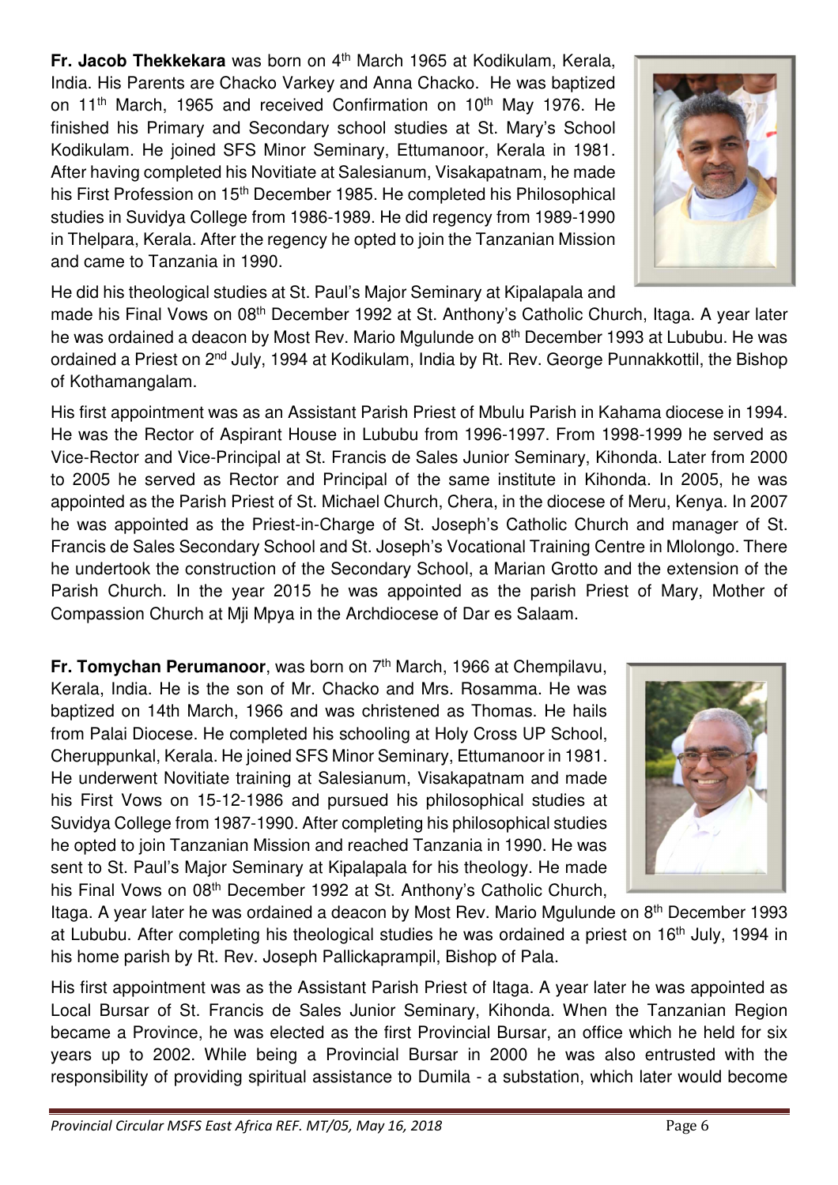**Fr. Jacob Thekkekara** was born on 4th March 1965 at Kodikulam, Kerala, India. His Parents are Chacko Varkey and Anna Chacko. He was baptized on 11th March, 1965 and received Confirmation on 10th May 1976. He finished his Primary and Secondary school studies at St. Mary's School Kodikulam. He joined SFS Minor Seminary, Ettumanoor, Kerala in 1981. After having completed his Novitiate at Salesianum, Visakapatnam, he made his First Profession on 15th December 1985. He completed his Philosophical studies in Suvidya College from 1986-1989. He did regency from 1989-1990 in Thelpara, Kerala. After the regency he opted to join the Tanzanian Mission and came to Tanzania in 1990.

He did his theological studies at St. Paul's Major Seminary at Kipalapala and made his Final Vows on 08th December 1992 at St. Anthony's Catholic Church, Itaga. A year later he was ordained a deacon by Most Rev. Mario Mgulunde on 8th December 1993 at Lububu. He was ordained a Priest on 2nd July, 1994 at Kodikulam, India by Rt. Rev. George Punnakkottil, the Bishop of Kothamangalam.

His first appointment was as an Assistant Parish Priest of Mbulu Parish in Kahama diocese in 1994. He was the Rector of Aspirant House in Lububu from 1996-1997. From 1998-1999 he served as Vice-Rector and Vice-Principal at St. Francis de Sales Junior Seminary, Kihonda. Later from 2000 to 2005 he served as Rector and Principal of the same institute in Kihonda. In 2005, he was appointed as the Parish Priest of St. Michael Church, Chera, in the diocese of Meru, Kenya. In 2007 he was appointed as the Priest-in-Charge of St. Joseph's Catholic Church and manager of St. Francis de Sales Secondary School and St. Joseph's Vocational Training Centre in Mlolongo. There he undertook the construction of the Secondary School, a Marian Grotto and the extension of the Parish Church. In the year 2015 he was appointed as the parish Priest of Mary, Mother of Compassion Church at Mji Mpya in the Archdiocese of Dar es Salaam.

**Fr. Tomychan Perumanoor**, was born on 7th March, 1966 at Chempilavu, Kerala, India. He is the son of Mr. Chacko and Mrs. Rosamma. He was baptized on 14th March, 1966 and was christened as Thomas. He hails from Palai Diocese. He completed his schooling at Holy Cross UP School, Cheruppunkal, Kerala. He joined SFS Minor Seminary, Ettumanoor in 1981. He underwent Novitiate training at Salesianum, Visakapatnam and made his First Vows on 15-12-1986 and pursued his philosophical studies at Suvidya College from 1987-1990. After completing his philosophical studies he opted to join Tanzanian Mission and reached Tanzania in 1990. He was sent to St. Paul's Major Seminary at Kipalapala for his theology. He made his Final Vows on 08th December 1992 at St. Anthony's Catholic Church, Itaga. A year later he was ordained a deacon by Most Rev. Mario Mgulunde on 8th December 1993 at Lububu. After completing his theological studies he was ordained a priest on 16th July, 1994 in his home parish by Rt. Rev. Joseph Pallickaprampil, Bishop of Pala.

His first appointment was as the Assistant Parish Priest of Itaga. A year later he was appointed as Local Bursar of St. Francis de Sales Junior Seminary, Kihonda. When the Tanzanian Region became a Province, he was elected as the first Provincial Bursar, an office which he held for six years up to 2002. While being a Provincial Bursar in 2000 he was also entrusted with the responsibility of providing spiritual assistance to Dumila - a substation, which later would become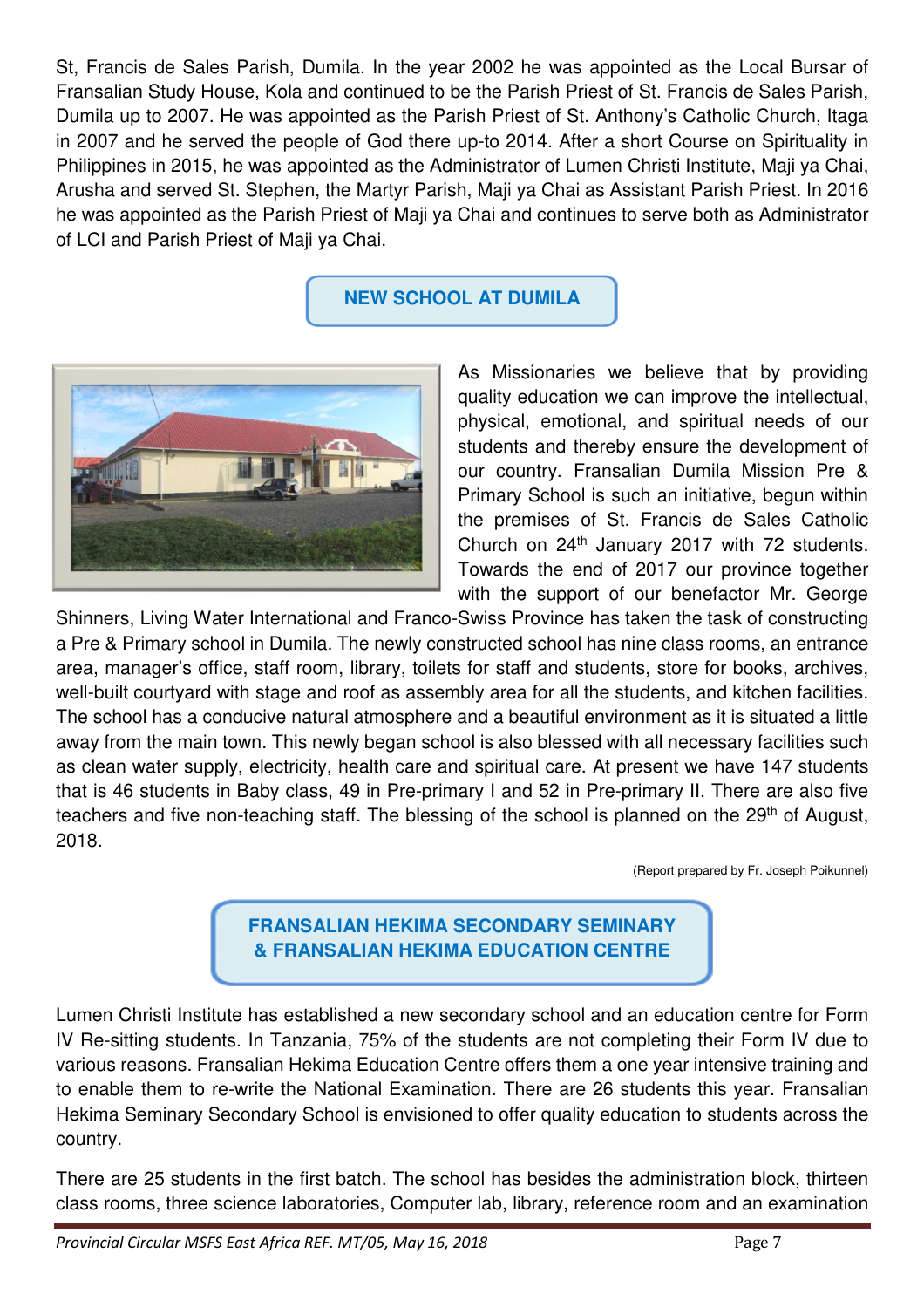St, Francis de Sales Parish, Dumila. In the year 2002 he was appointed as the Local Bursar of Fransalian Study House, Kola and continued to be the Parish Priest of St. Francis de Sales Parish, Dumila up to 2007. He was appointed as the Parish Priest of St. Anthony's Catholic Church, Itaga in 2007 and he served the people of God there up-to 2014. After a short Course on Spirituality in Philippines in 2015, he was appointed as the Administrator of Lumen Christi Institute, Maji ya Chai, Arusha and served St. Stephen, the Martyr Parish, Maji ya Chai as Assistant Parish Priest. In 2016 he was appointed as the Parish Priest of Maji ya Chai and continues to serve both as Administrator of LCI and Parish Priest of Maji ya Chai.

## NEW SCHOOL AT DUMILA

As Missionaries we believe that by providing quality education we can improve the intellectual, physical, emotional, and spiritual needs of our students and thereby ensure the development of our country. Fransalian Dumila Mission Pre & Primary School is such an initiative, begun within the premises of St. Francis de Sales Catholic Church on 24th January 2017 with 72 students. Towards the end of 2017 our province together with the support of our benefactor Mr. George Shinners, Living Water International and Franco-Swiss Province has taken the task of constructing a Pre & Primary school in Dumila. The newly constructed school has nine class rooms, an entrance area, manager's office, staff room, library, toilets for staff and students, store for books, archives, well-built courtyard with stage and roof as assembly area for all the students, and kitchen facilities. The school has a conducive natural atmosphere and a beautiful environment as it is situated a little away from the main town. This newly began school is also blessed with all necessary facilities such as clean water supply, electricity, health care and spiritual care. At present we have 147 students that is 46 students in Baby class, 49 in Pre-primary I and 52 in Pre-primary II. There are also five teachers and five non-teaching staff. The blessing of the school is planned on the 29th of August, 2018.

(Report prepared by Fr. Joseph Poikunnel)

## FRANSALIAN HEKIMA SECONDARY SEMINARY & FRANSALIAN HEKIMA EDUCATION CENTRE

Lumen Christi Institute has established a new secondary school and an education centre for Form IV Re-sitting students. In Tanzania, 75% of the students are not completing their Form IV due to various reasons. Fransalian Hekima Education Centre offers them a one year intensive training and to enable them to re-write the National Examination. There are 26 students this year. Fransalian Hekima Seminary Secondary School is envisioned to offer quality education to students across the country.

There are 25 students in the first batch. The school has besides the administration block, thirteen class rooms, three science laboratories, Computer lab, library, reference room and an examination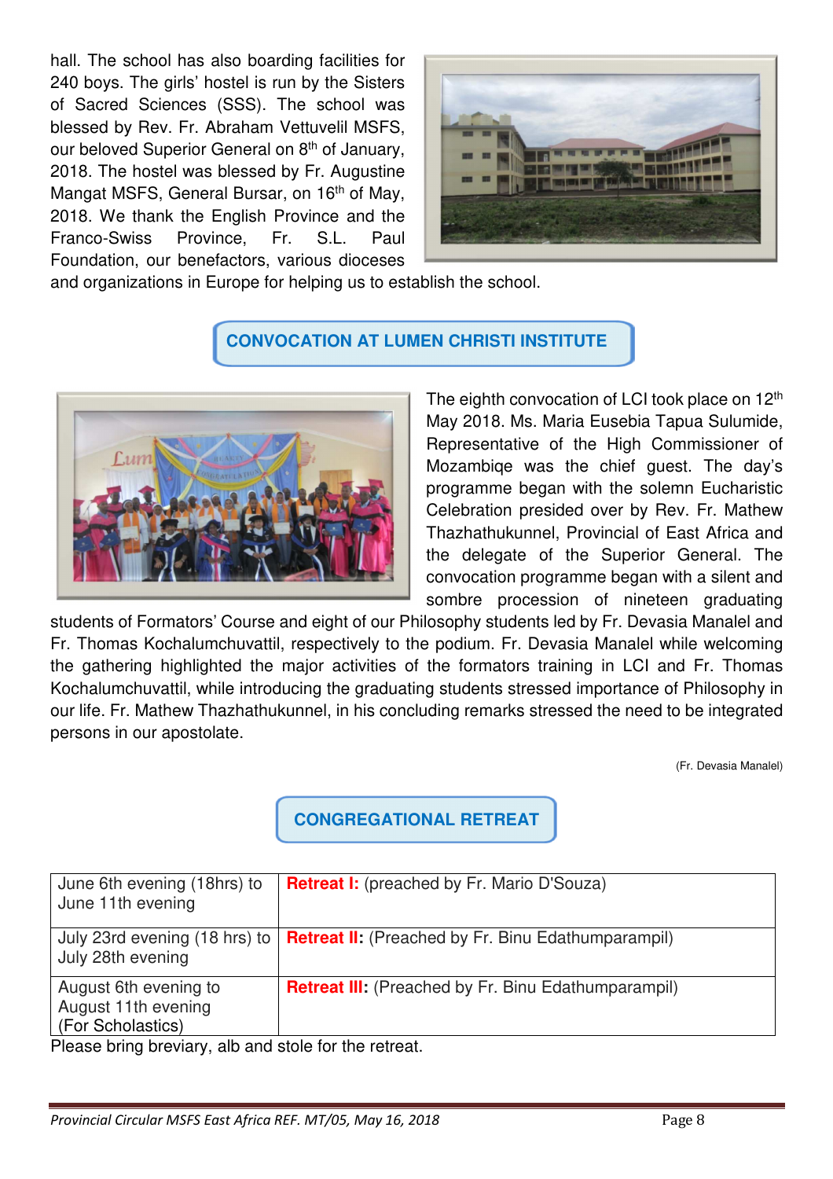hall. The school has also boarding facilities for 240 boys. The girls' hostel is run by the Sisters of Sacred Sciences (SSS). The school was blessed by Rev. Fr. Abraham Vettuvelil MSFS, our beloved Superior General on 8th of January, 2018. The hostel was blessed by Fr. Augustine Mangat MSFS, General Bursar, on 16th of May, 2018. We thank the English Province and the Franco-Swiss Province, Fr. S.L. Paul Foundation, our benefactors, various dioceses and organizations in Europe for helping us to establish the school.

## CONVOCATION AT LUMEN CHRISTI INSTITUTE

The eighth convocation of LCI took place on 12th May 2018. Ms. Maria Eusebia Tapua Sulumide, Representative of the High Commissioner of Mozambiqe was the chief guest. The day's programme began with the solemn Eucharistic Celebration presided over by Rev. Fr. Mathew Thazhathukunnel, Provincial of East Africa and the delegate of the Superior General. The convocation programme began with a silent and sombre procession of nineteen graduating students of Formators' Course and eight of our Philosophy students led by Fr. Devasia Manalel and Fr. Thomas Kochalumchuvattil, respectively to the podium. Fr. Devasia Manalel while welcoming the gathering highlighted the major activities of the formators training in LCI and Fr. Thomas Kochalumchuvattil, while introducing the graduating students stressed importance of Philosophy in our life. Fr. Mathew Thazhathukunnel, in his concluding remarks stressed the need to be integrated persons in our apostolate.

(Fr. Devasia Manalel)

## CONGREGATIONAL RETREAT

| | |
|---|---|
| June 6th evening (18hrs) to June 11th evening | **Retreat I:** (preached by Fr. Mario D'Souza) |
| July 23rd evening (18 hrs) to July 28th evening | **Retreat II:** (Preached by Fr. Binu Edathumparampil) |
| August 6th evening to August 11th evening (For Scholastics) | **Retreat III:** (Preached by Fr. Binu Edathumparampil) |

Please bring breviary, alb and stole for the retreat.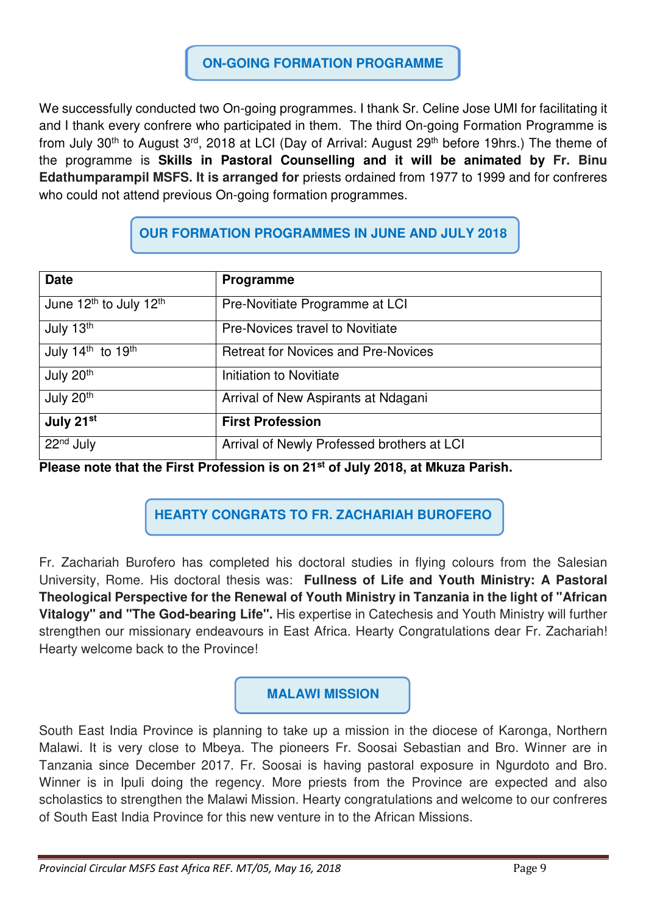## ON-GOING FORMATION PROGRAMME

We successfully conducted two On-going programmes. I thank Sr. Celine Jose UMI for facilitating it and I thank every confrere who participated in them. The third On-going Formation Programme is from July 30th to August 3rd, 2018 at LCI (Day of Arrival: August 29th before 19hrs.) The theme of the programme is **Skills in Pastoral Counselling and it will be animated by Fr. Binu Edathumparampil MSFS. It is arranged for** priests ordained from 1977 to 1999 and for confreres who could not attend previous On-going formation programmes.

## OUR FORMATION PROGRAMMES IN JUNE AND JULY 2018

| Date | Programme |
|---|---|
| June 12th to July 12th | Pre-Novitiate Programme at LCI |
| July 13th | Pre-Novices travel to Novitiate |
| July 14th to 19th | Retreat for Novices and Pre-Novices |
| July 20th | Initiation to Novitiate |
| July 20th | Arrival of New Aspirants at Ndagani |
| **July 21st** | **First Profession** |
| 22nd July | Arrival of Newly Professed brothers at LCI |

**Please note that the First Profession is on 21st of July 2018, at Mkuza Parish.**

## HEARTY CONGRATS TO FR. ZACHARIAH BUROFERO

Fr. Zachariah Burofero has completed his doctoral studies in flying colours from the Salesian University, Rome. His doctoral thesis was: **Fullness of Life and Youth Ministry: A Pastoral Theological Perspective for the Renewal of Youth Ministry in Tanzania in the light of "African Vitalogy" and "The God-bearing Life".** His expertise in Catechesis and Youth Ministry will further strengthen our missionary endeavours in East Africa. Hearty Congratulations dear Fr. Zachariah! Hearty welcome back to the Province!

## MALAWI MISSION

South East India Province is planning to take up a mission in the diocese of Karonga, Northern Malawi. It is very close to Mbeya. The pioneers Fr. Soosai Sebastian and Bro. Winner are in Tanzania since December 2017. Fr. Soosai is having pastoral exposure in Ngurdoto and Bro. Winner is in Ipuli doing the regency. More priests from the Province are expected and also scholastics to strengthen the Malawi Mission. Hearty congratulations and welcome to our confreres of South East India Province for this new venture in to the African Missions.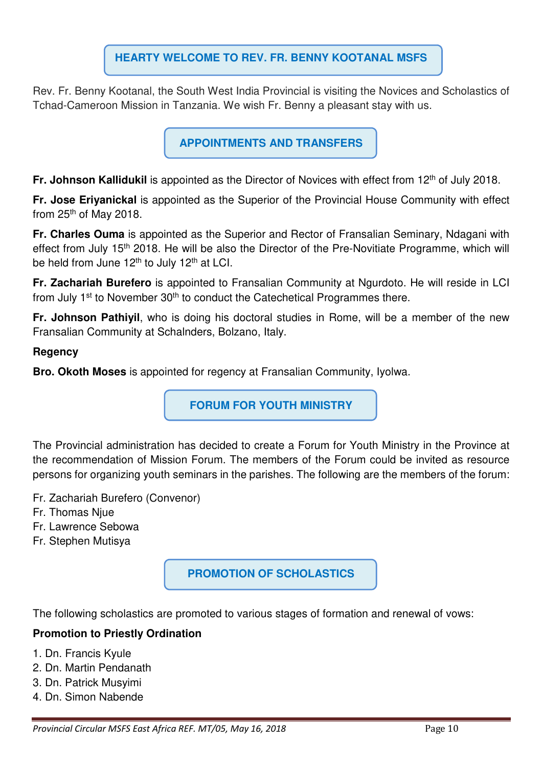## HEARTY WELCOME TO REV. FR. BENNY KOOTANAL MSFS

Rev. Fr. Benny Kootanal, the South West India Provincial is visiting the Novices and Scholastics of Tchad-Cameroon Mission in Tanzania. We wish Fr. Benny a pleasant stay with us.

## APPOINTMENTS AND TRANSFERS

**Fr. Johnson Kallidukil** is appointed as the Director of Novices with effect from 12th of July 2018.

**Fr. Jose Eriyanickal** is appointed as the Superior of the Provincial House Community with effect from 25th of May 2018.

**Fr. Charles Ouma** is appointed as the Superior and Rector of Fransalian Seminary, Ndagani with effect from July 15th 2018. He will be also the Director of the Pre-Novitiate Programme, which will be held from June 12th to July 12th at LCI.

**Fr. Zachariah Burefero** is appointed to Fransalian Community at Ngurdoto. He will reside in LCI from July 1st to November 30th to conduct the Catechetical Programmes there.

**Fr. Johnson Pathiyil**, who is doing his doctoral studies in Rome, will be a member of the new Fransalian Community at Schalnders, Bolzano, Italy.

**Regency**

**Bro. Okoth Moses** is appointed for regency at Fransalian Community, Iyolwa.

## FORUM FOR YOUTH MINISTRY

The Provincial administration has decided to create a Forum for Youth Ministry in the Province at the recommendation of Mission Forum. The members of the Forum could be invited as resource persons for organizing youth seminars in the parishes. The following are the members of the forum:

Fr. Zachariah Burefero (Convenor)
Fr. Thomas Njue
Fr. Lawrence Sebowa
Fr. Stephen Mutisya

## PROMOTION OF SCHOLASTICS

The following scholastics are promoted to various stages of formation and renewal of vows:

**Promotion to Priestly Ordination**

1. Dn. Francis Kyule
2. Dn. Martin Pendanath
3. Dn. Patrick Musyimi
4. Dn. Simon Nabende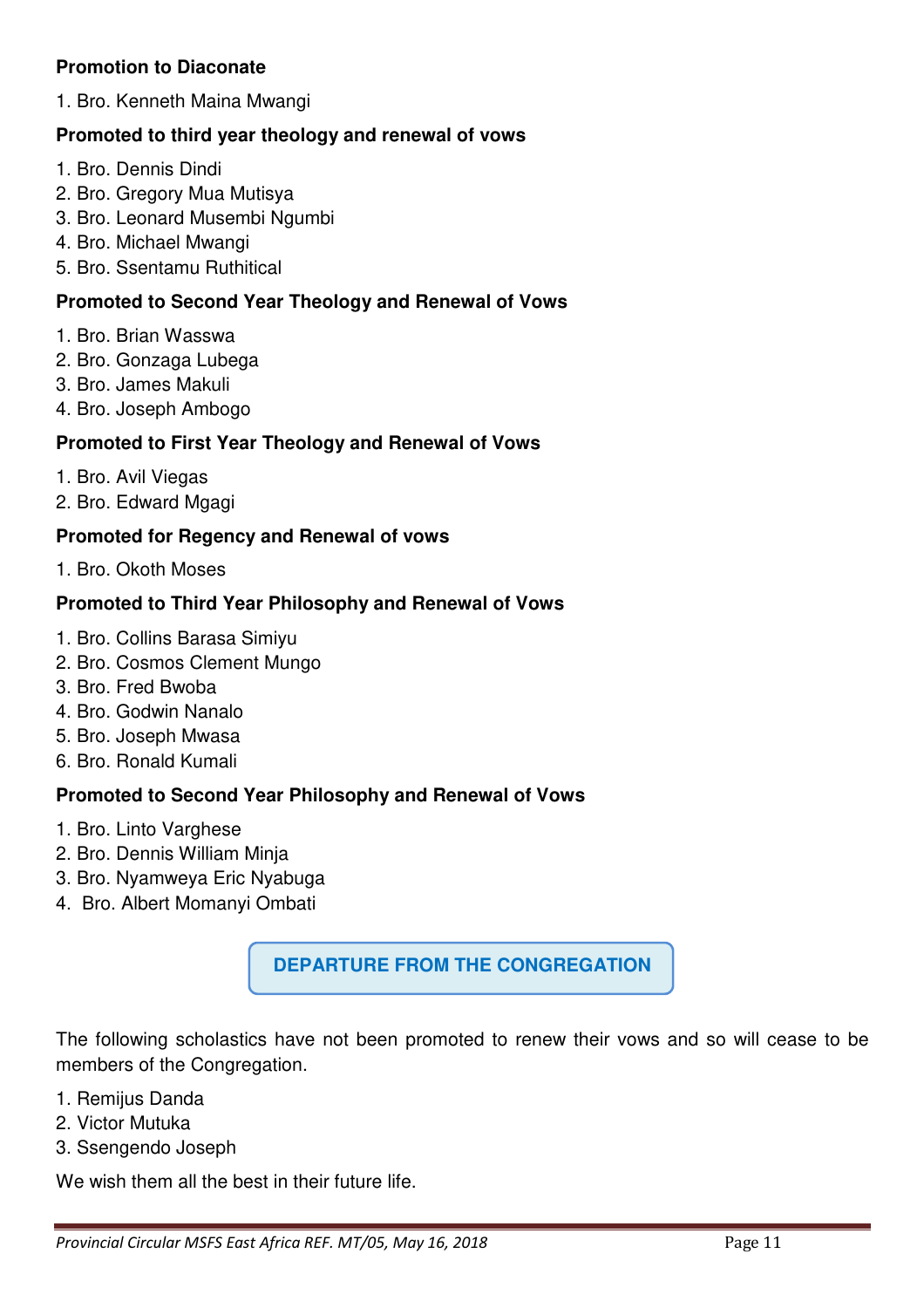**Promotion to Diaconate**

1. Bro. Kenneth Maina Mwangi

**Promoted to third year theology and renewal of vows**

1. Bro. Dennis Dindi
2. Bro. Gregory Mua Mutisya
3. Bro. Leonard Musembi Ngumbi
4. Bro. Michael Mwangi
5. Bro. Ssentamu Ruthitical

**Promoted to Second Year Theology and Renewal of Vows**

1. Bro. Brian Wasswa
2. Bro. Gonzaga Lubega
3. Bro. James Makuli
4. Bro. Joseph Ambogo

**Promoted to First Year Theology and Renewal of Vows**

1. Bro. Avil Viegas
2. Bro. Edward Mgagi

**Promoted for Regency and Renewal of vows**

1. Bro. Okoth Moses

**Promoted to Third Year Philosophy and Renewal of Vows**

1. Bro. Collins Barasa Simiyu
2. Bro. Cosmos Clement Mungo
3. Bro. Fred Bwoba
4. Bro. Godwin Nanalo
5. Bro. Joseph Mwasa
6. Bro. Ronald Kumali

**Promoted to Second Year Philosophy and Renewal of Vows**

1. Bro. Linto Varghese
2. Bro. Dennis William Minja
3. Bro. Nyamweya Eric Nyabuga
4. Bro. Albert Momanyi Ombati

## DEPARTURE FROM THE CONGREGATION

The following scholastics have not been promoted to renew their vows and so will cease to be members of the Congregation.

1. Remijus Danda
2. Victor Mutuka
3. Ssengendo Joseph

We wish them all the best in their future life.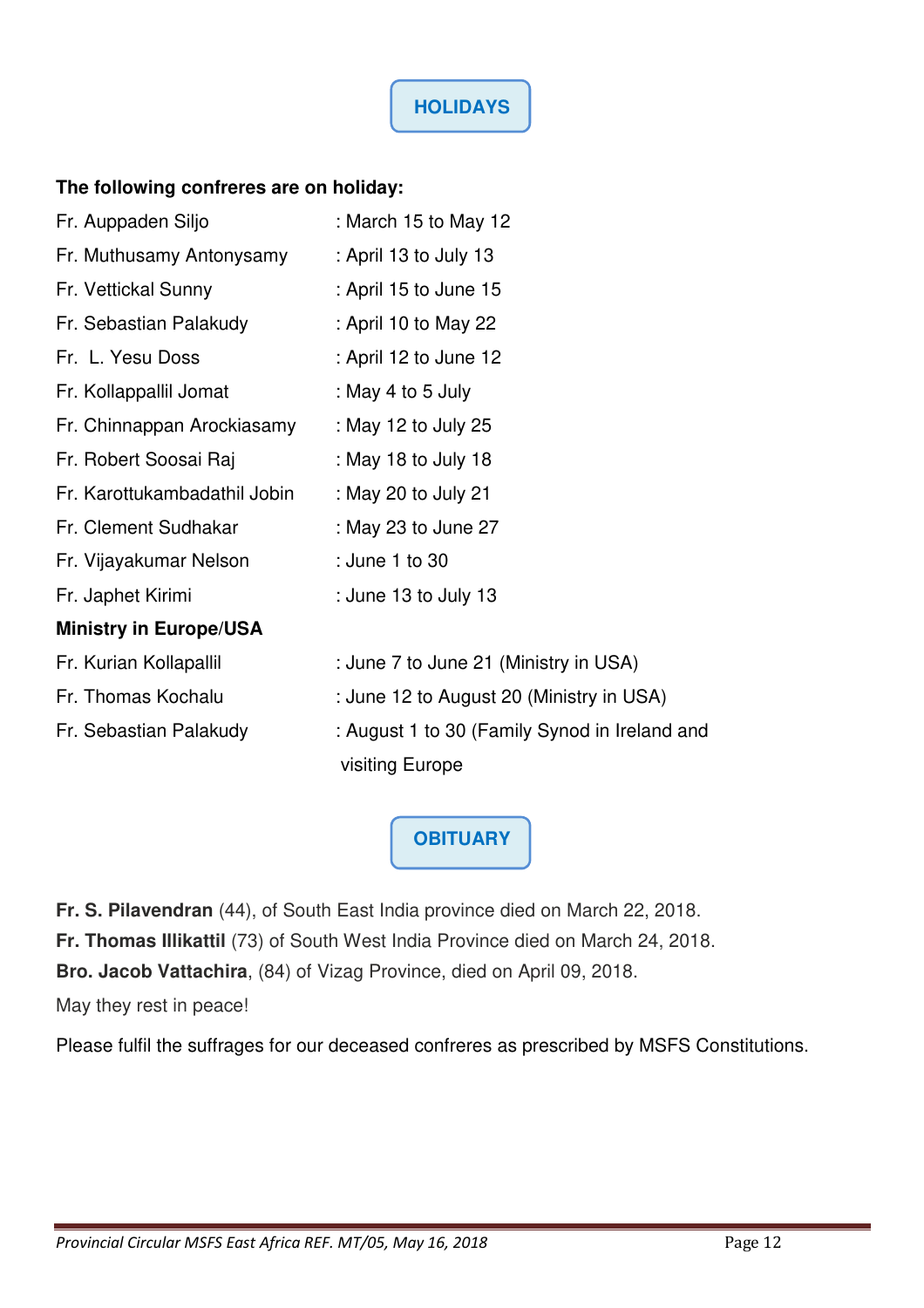## HOLIDAYS

**The following confreres are on holiday:**

| | |
|---|---|
| Fr. Auppaden Siljo | : March 15 to May 12 |
| Fr. Muthusamy Antonysamy | : April 13 to July 13 |
| Fr. Vettickal Sunny | : April 15 to June 15 |
| Fr. Sebastian Palakudy | : April 10 to May 22 |
| Fr. L. Yesu Doss | : April 12 to June 12 |
| Fr. Kollappallil Jomat | : May 4 to 5 July |
| Fr. Chinnappan Arockiasamy | : May 12 to July 25 |
| Fr. Robert Soosai Raj | : May 18 to July 18 |
| Fr. Karottukambadathil Jobin | : May 20 to July 21 |
| Fr. Clement Sudhakar | : May 23 to June 27 |
| Fr. Vijayakumar Nelson | : June 1 to 30 |
| Fr. Japhet Kirimi | : June 13 to July 13 |

**Ministry in Europe/USA**

| | |
|---|---|
| Fr. Kurian Kollapallil | : June 7 to June 21 (Ministry in USA) |
| Fr. Thomas Kochalu | : June 12 to August 20 (Ministry in USA) |
| Fr. Sebastian Palakudy | : August 1 to 30 (Family Synod in Ireland and visiting Europe |

## OBITUARY

**Fr. S. Pilavendran** (44), of South East India province died on March 22, 2018.
**Fr. Thomas Illikattil** (73) of South West India Province died on March 24, 2018.
**Bro. Jacob Vattachira**, (84) of Vizag Province, died on April 09, 2018.
May they rest in peace!

Please fulfil the suffrages for our deceased confreres as prescribed by MSFS Constitutions.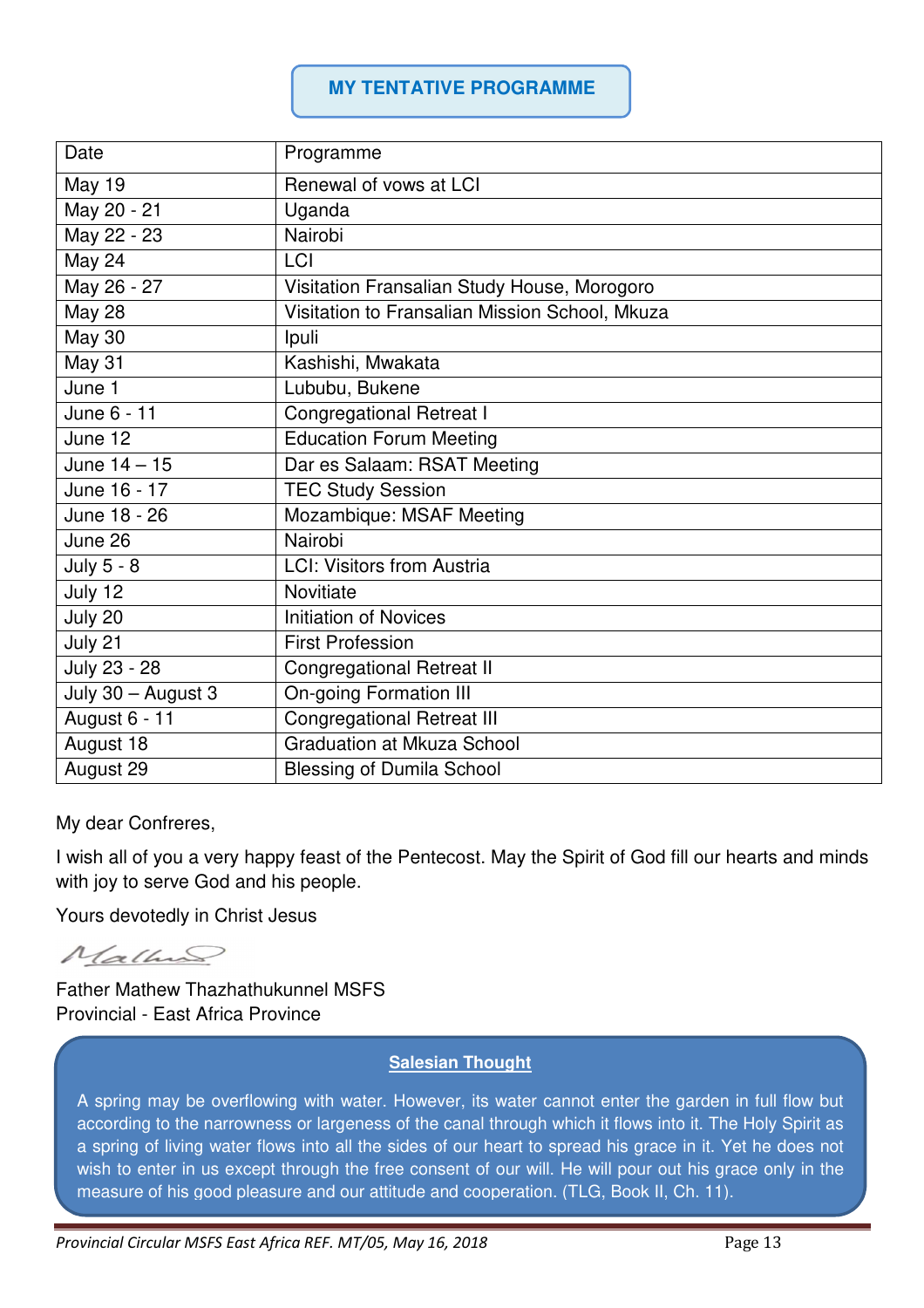## MY TENTATIVE PROGRAMME

| Date | Programme |
|---|---|
| May 19 | Renewal of vows at LCI |
| May 20 - 21 | Uganda |
| May 22 - 23 | Nairobi |
| May 24 | LCI |
| May 26 - 27 | Visitation Fransalian Study House, Morogoro |
| May 28 | Visitation to Fransalian Mission School, Mkuza |
| May 30 | Ipuli |
| May 31 | Kashishi, Mwakata |
| June 1 | Lububu, Bukene |
| June 6 - 11 | Congregational Retreat I |
| June 12 | Education Forum Meeting |
| June 14 – 15 | Dar es Salaam: RSAT Meeting |
| June 16 - 17 | TEC Study Session |
| June 18 - 26 | Mozambique: MSAF Meeting |
| June 26 | Nairobi |
| July 5 - 8 | LCI: Visitors from Austria |
| July 12 | Novitiate |
| July 20 | Initiation of Novices |
| July 21 | First Profession |
| July 23 - 28 | Congregational Retreat II |
| July 30 – August 3 | On-going Formation III |
| August 6 - 11 | Congregational Retreat III |
| August 18 | Graduation at Mkuza School |
| August 29 | Blessing of Dumila School |

My dear Confreres,

I wish all of you a very happy feast of the Pentecost. May the Spirit of God fill our hearts and minds with joy to serve God and his people.

Yours devotedly in Christ Jesus

Father Mathew Thazhathukunnel MSFS
Provincial - East Africa Province

**Salesian Thought**

A spring may be overflowing with water. However, its water cannot enter the garden in full flow but according to the narrowness or largeness of the canal through which it flows into it. The Holy Spirit as a spring of living water flows into all the sides of our heart to spread his grace in it. Yet he does not wish to enter in us except through the free consent of our will. He will pour out his grace only in the measure of his good pleasure and our attitude and cooperation. (TLG, Book II, Ch. 11).